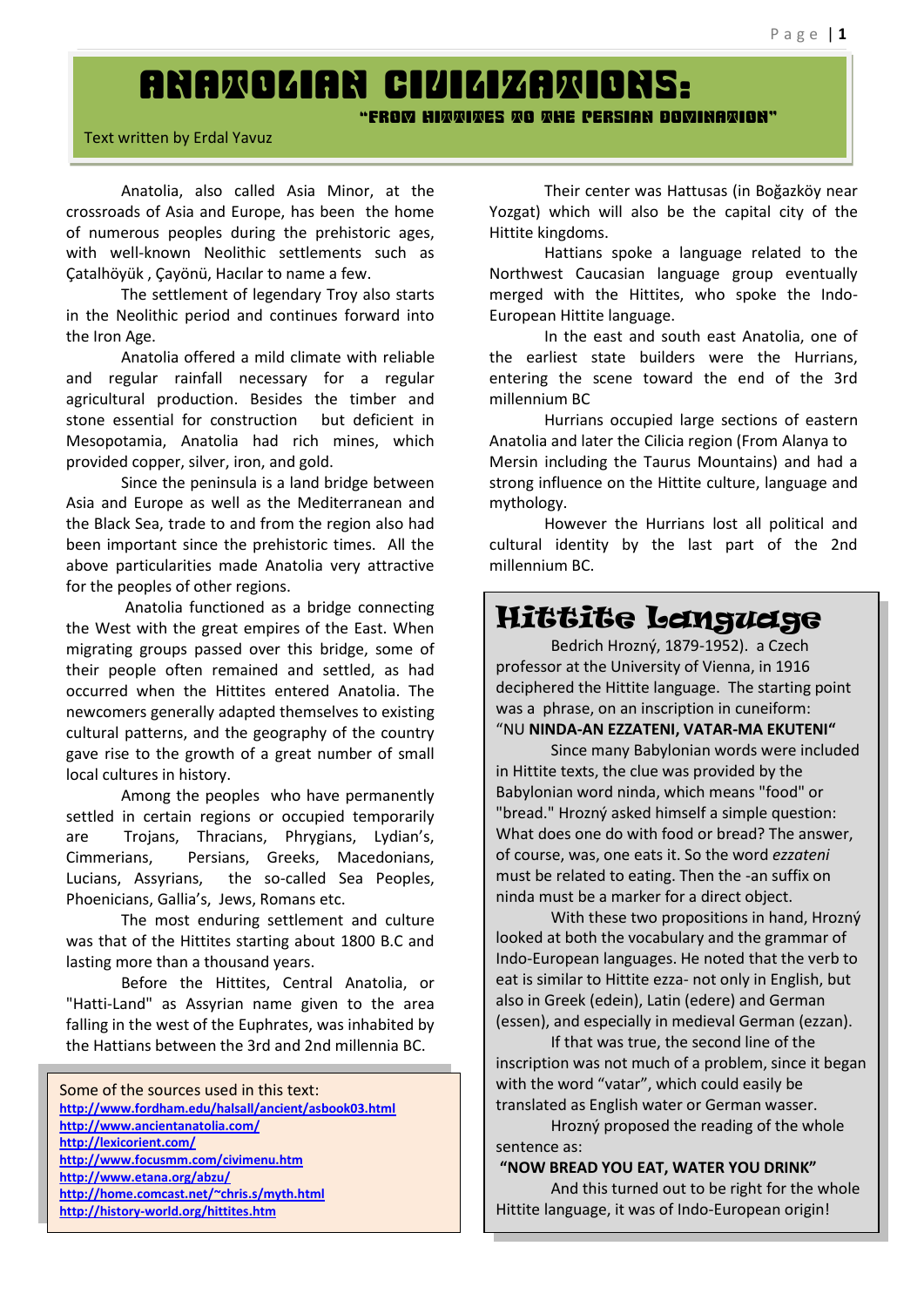# ANATOLIAN CIVILIZATIONS:

## "FROM HITTITES TO THE PERSIAN DOMINATION"

Text written by Erdal Yavuz

Anatolia, also called Asia Minor, at the crossroads of Asia and Europe, has been the home of numerous peoples during the prehistoric ages, with well-known Neolithic settlements such as Çatalhöyük , Çayönü, Hacılar to name a few.

The settlement of legendary Troy also starts in the Neolithic period and continues forward into the Iron Age.

Anatolia offered a mild climate with reliable and regular rainfall necessary for a regular agricultural production. Besides the timber and stone essential for construction but deficient in Mesopotamia, Anatolia had rich mines, which provided copper, silver, iron, and gold.

Since the peninsula is a land bridge between Asia and Europe as well as the Mediterranean and the Black Sea, trade to and from the region also had been important since the prehistoric times. All the above particularities made Anatolia very attractive for the peoples of other regions.

Anatolia functioned as a bridge connecting the West with the great empires of the East. When migrating groups passed over this bridge, some of their people often remained and settled, as had occurred when the Hittites entered Anatolia. The newcomers generally adapted themselves to existing cultural patterns, and the geography of the country gave rise to the growth of a great number of small local cultures in history.

Among the peoples who have permanently settled in certain regions or occupied temporarily are Trojans, Thracians, Phrygians, Lydian's, Cimmerians, Persians, Greeks, Macedonians, Lucians, Assyrians, the so-called Sea Peoples, Phoenicians, Gallia's, Jews, Romans etc.

The most enduring settlement and culture was that of the Hittites starting about 1800 B.C and lasting more than a thousand years.

Before the Hittites, Central Anatolia, or "Hatti-Land" as Assyrian name given to the area falling in the west of the Euphrates, was inhabited by the Hattians between the 3rd and 2nd millennia BC.

Some of the sources used in this text:
http://www.fordham.edu/halsall/ancient/asbook03.html
http://www.ancientanatolia.com/
http://lexicorient.com/
http://www.focusmm.com/civimenu.htm
http://www.etana.org/abzu/
http://home.comcast.net/~chris.s/myth.html
http://history-world.org/hittites.htm

Their center was Hattusas (in Boğazköy near Yozgat) which will also be the capital city of the Hittite kingdoms.

Hattians spoke a language related to the Northwest Caucasian language group eventually merged with the Hittites, who spoke the Indo-European Hittite language.

In the east and south east Anatolia, one of the earliest state builders were the Hurrians, entering the scene toward the end of the 3rd millennium BC

Hurrians occupied large sections of eastern Anatolia and later the Cilicia region (From Alanya to Mersin including the Taurus Mountains) and had a strong influence on the Hittite culture, language and mythology.

However the Hurrians lost all political and cultural identity by the last part of the 2nd millennium BC.

## Hittite Language

Bedrich Hrozný, 1879-1952). a Czech professor at the University of Vienna, in 1916 deciphered the Hittite language. The starting point was a phrase, on an inscription in cuneiform: "NU **NINDA-AN EZZATENI, VATAR-MA EKUTENI"**

Since many Babylonian words were included in Hittite texts, the clue was provided by the Babylonian word ninda, which means "food" or "bread." Hrozný asked himself a simple question: What does one do with food or bread? The answer, of course, was, one eats it. So the word *ezzateni* must be related to eating. Then the -an suffix on ninda must be a marker for a direct object.

With these two propositions in hand, Hrozný looked at both the vocabulary and the grammar of Indo-European languages. He noted that the verb to eat is similar to Hittite ezza- not only in English, but also in Greek (edein), Latin (edere) and German (essen), and especially in medieval German (ezzan).

If that was true, the second line of the inscription was not much of a problem, since it began with the word "vatar", which could easily be translated as English water or German wasser.

Hrozný proposed the reading of the whole sentence as:

**"NOW BREAD YOU EAT, WATER YOU DRINK"**

And this turned out to be right for the whole Hittite language, it was of Indo-European origin!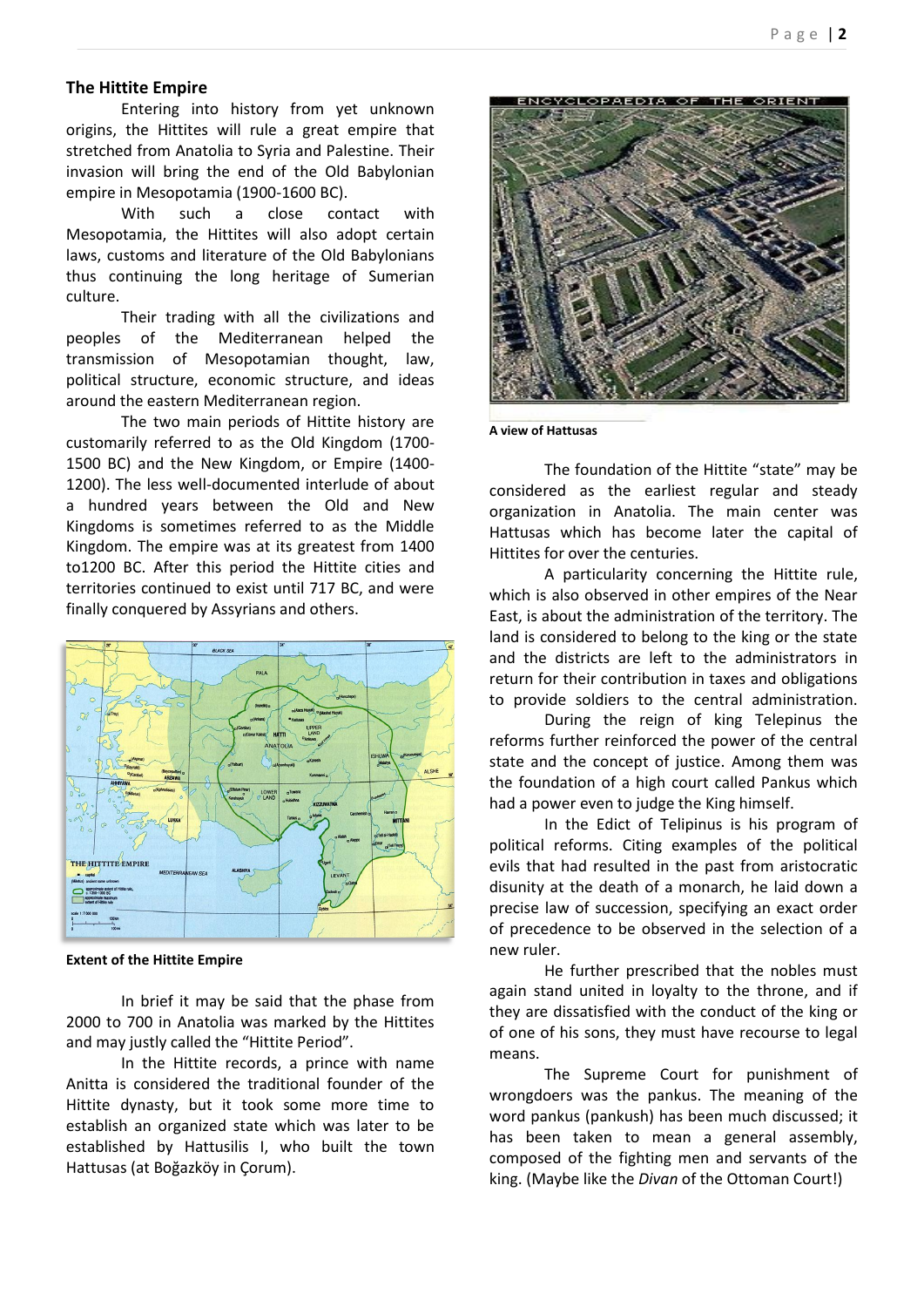## The Hittite Empire

Entering into history from yet unknown origins, the Hittites will rule a great empire that stretched from Anatolia to Syria and Palestine. Their invasion will bring the end of the Old Babylonian empire in Mesopotamia (1900-1600 BC).

With such a close contact with Mesopotamia, the Hittites will also adopt certain laws, customs and literature of the Old Babylonians thus continuing the long heritage of Sumerian culture.

Their trading with all the civilizations and peoples of the Mediterranean helped the transmission of Mesopotamian thought, law, political structure, economic structure, and ideas around the eastern Mediterranean region.

The two main periods of Hittite history are customarily referred to as the Old Kingdom (1700-1500 BC) and the New Kingdom, or Empire (1400-1200). The less well-documented interlude of about a hundred years between the Old and New Kingdoms is sometimes referred to as the Middle Kingdom. The empire was at its greatest from 1400 to1200 BC. After this period the Hittite cities and territories continued to exist until 717 BC, and were finally conquered by Assyrians and others.

**Extent of the Hittite Empire**

In brief it may be said that the phase from 2000 to 700 in Anatolia was marked by the Hittites and may justly called the "Hittite Period".

In the Hittite records, a prince with name Anitta is considered the traditional founder of the Hittite dynasty, but it took some more time to establish an organized state which was later to be established by Hattusilis I, who built the town Hattusas (at Boğazköy in Çorum).

**A view of Hattusas**

The foundation of the Hittite "state" may be considered as the earliest regular and steady organization in Anatolia. The main center was Hattusas which has become later the capital of Hittites for over the centuries.

A particularity concerning the Hittite rule, which is also observed in other empires of the Near East, is about the administration of the territory. The land is considered to belong to the king or the state and the districts are left to the administrators in return for their contribution in taxes and obligations to provide soldiers to the central administration.

During the reign of king Telepinus the reforms further reinforced the power of the central state and the concept of justice. Among them was the foundation of a high court called Pankus which had a power even to judge the King himself.

In the Edict of Telipinus is his program of political reforms. Citing examples of the political evils that had resulted in the past from aristocratic disunity at the death of a monarch, he laid down a precise law of succession, specifying an exact order of precedence to be observed in the selection of a new ruler.

He further prescribed that the nobles must again stand united in loyalty to the throne, and if they are dissatisfied with the conduct of the king or of one of his sons, they must have recourse to legal means.

The Supreme Court for punishment of wrongdoers was the pankus. The meaning of the word pankus (pankush) has been much discussed; it has been taken to mean a general assembly, composed of the fighting men and servants of the king. (Maybe like the *Divan* of the Ottoman Court!)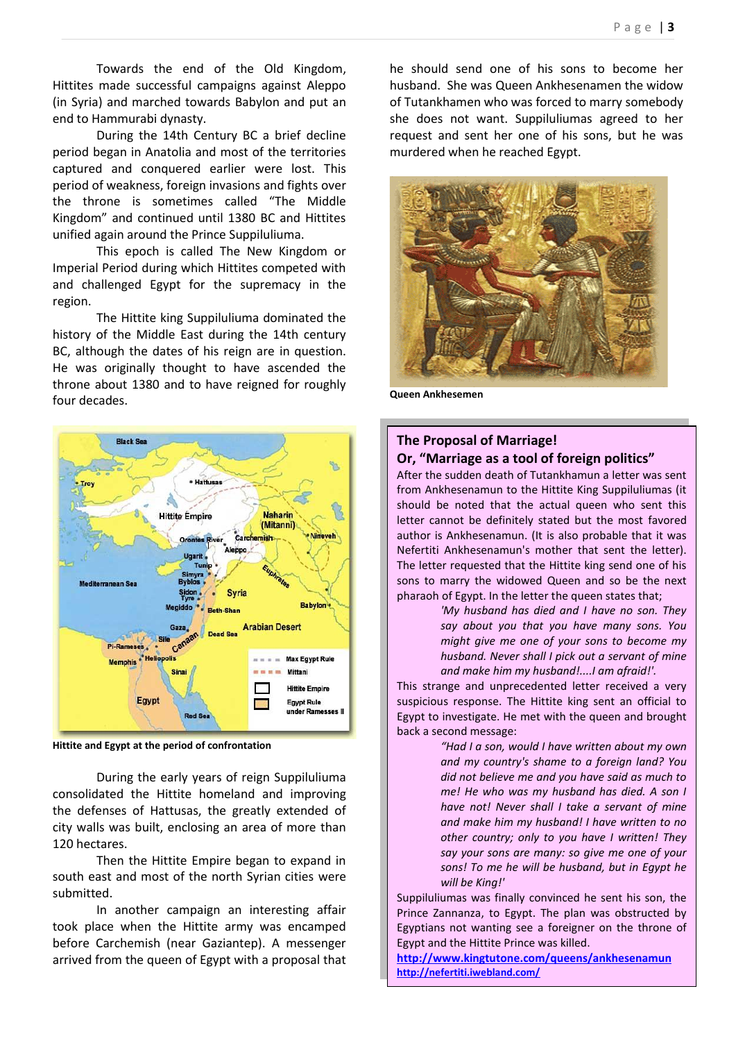Towards the end of the Old Kingdom, Hittites made successful campaigns against Aleppo (in Syria) and marched towards Babylon and put an end to Hammurabi dynasty.

During the 14th Century BC a brief decline period began in Anatolia and most of the territories captured and conquered earlier were lost. This period of weakness, foreign invasions and fights over the throne is sometimes called "The Middle Kingdom" and continued until 1380 BC and Hittites unified again around the Prince Suppiluliuma.

This epoch is called The New Kingdom or Imperial Period during which Hittites competed with and challenged Egypt for the supremacy in the region.

The Hittite king Suppiluliuma dominated the history of the Middle East during the 14th century BC, although the dates of his reign are in question. He was originally thought to have ascended the throne about 1380 and to have reigned for roughly four decades.

Hittite and Egypt at the period of confrontation

During the early years of reign Suppiluliuma consolidated the Hittite homeland and improving the defenses of Hattusas, the greatly extended of city walls was built, enclosing an area of more than 120 hectares.

Then the Hittite Empire began to expand in south east and most of the north Syrian cities were submitted.

In another campaign an interesting affair took place when the Hittite army was encamped before Carchemish (near Gaziantep). A messenger arrived from the queen of Egypt with a proposal that he should send one of his sons to become her husband. She was Queen Ankhesenamen the widow of Tutankhamen who was forced to marry somebody she does not want. Suppiluliumas agreed to her request and sent her one of his sons, but he was murdered when he reached Egypt.

**Queen Ankhesemen**

## The Proposal of Marriage!

## Or, "Marriage as a tool of foreign politics"

After the sudden death of Tutankhamun a letter was sent from Ankhesenamun to the Hittite King Suppiluliumas (it should be noted that the actual queen who sent this letter cannot be definitely stated but the most favored author is Ankhesenamun. (It is also probable that it was Nefertiti Ankhesenamun's mother that sent the letter). The letter requested that the Hittite king send one of his sons to marry the widowed Queen and so be the next pharaoh of Egypt. In the letter the queen states that;

> *'My husband has died and I have no son. They say about you that you have many sons. You might give me one of your sons to become my husband. Never shall I pick out a servant of mine and make him my husband!....I am afraid!'.*

This strange and unprecedented letter received a very suspicious response. The Hittite king sent an official to Egypt to investigate. He met with the queen and brought back a second message:

> *"Had I a son, would I have written about my own and my country's shame to a foreign land? You did not believe me and you have said as much to me! He who was my husband has died. A son I have not! Never shall I take a servant of mine and make him my husband! I have written to no other country; only to you have I written! They say your sons are many: so give me one of your sons! To me he will be husband, but in Egypt he will be King!'*

Suppiluliumas was finally convinced he sent his son, the Prince Zannanza, to Egypt. The plan was obstructed by Egyptians not wanting see a foreigner on the throne of Egypt and the Hittite Prince was killed.

**http://www.kingtutone.com/queens/ankhesenamun**

**http://nefertiti.iwebland.com/**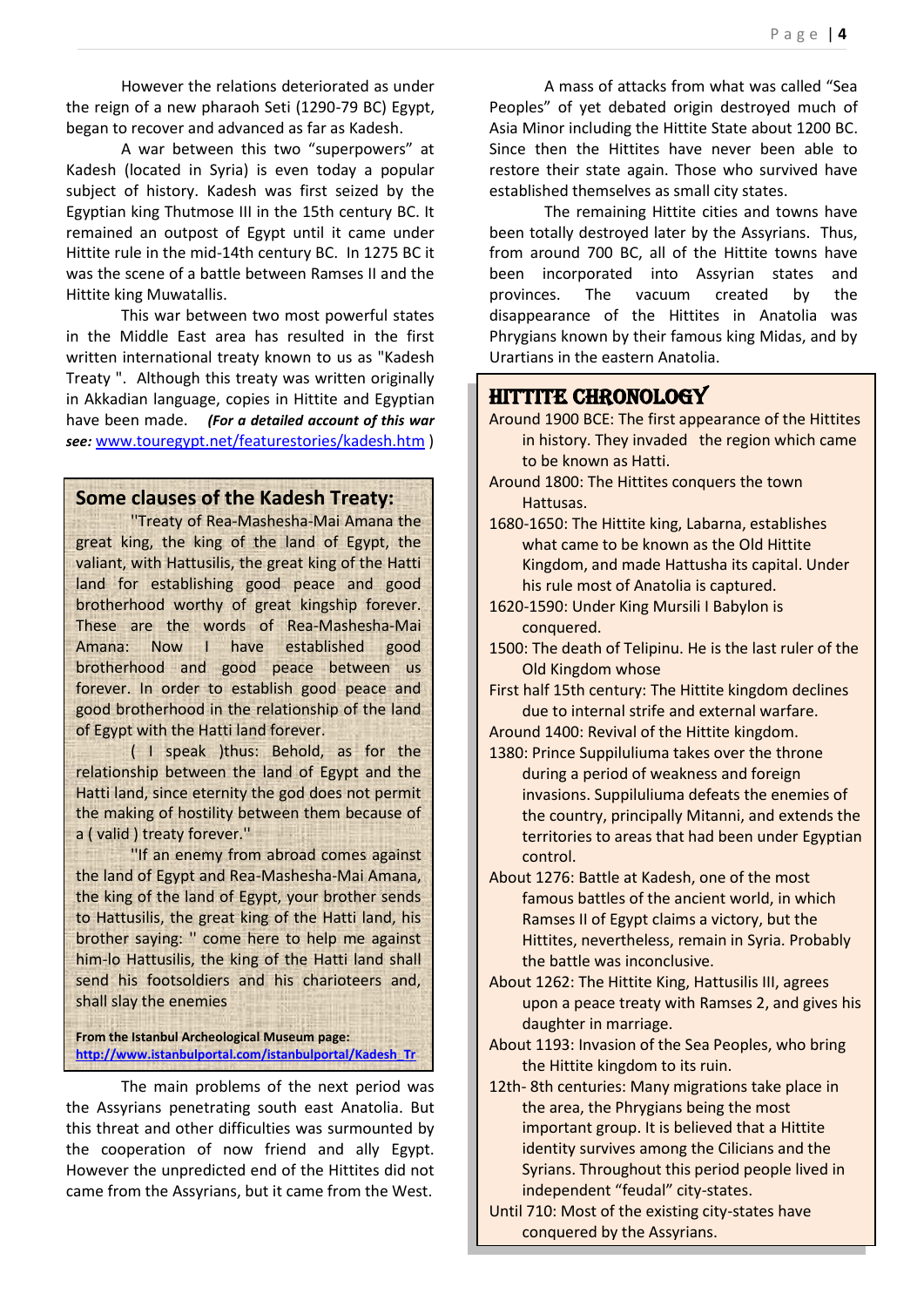However the relations deteriorated as under the reign of a new pharaoh Seti (1290-79 BC) Egypt, began to recover and advanced as far as Kadesh.

A war between this two "superpowers" at Kadesh (located in Syria) is even today a popular subject of history. Kadesh was first seized by the Egyptian king Thutmose III in the 15th century BC. It remained an outpost of Egypt until it came under Hittite rule in the mid-14th century BC. In 1275 BC it was the scene of a battle between Ramses II and the Hittite king Muwatallis.

This war between two most powerful states in the Middle East area has resulted in the first written international treaty known to us as "Kadesh Treaty ". Although this treaty was written originally in Akkadian language, copies in Hittite and Egyptian have been made. ***(For a detailed account of this war see:*** [www.touregypt.net/featurestories/kadesh.htm](http://www.touregypt.net/featurestories/kadesh.htm) )

## Some clauses of the Kadesh Treaty:

"Treaty of Rea-Mashesha-Mai Amana the great king, the king of the land of Egypt, the valiant, with Hattusilis, the great king of the Hatti land for establishing good peace and good brotherhood worthy of great kingship forever. These are the words of Rea-Mashesha-Mai Amana: Now I have established good brotherhood and good peace between us forever. In order to establish good peace and good brotherhood in the relationship of the land of Egypt with the Hatti land forever.

( I speak )thus: Behold, as for the relationship between the land of Egypt and the Hatti land, since eternity the god does not permit the making of hostility between them because of a ( valid ) treaty forever."

"If an enemy from abroad comes against the land of Egypt and Rea-Mashesha-Mai Amana, the king of the land of Egypt, your brother sends to Hattusilis, the great king of the Hatti land, his brother saying: " come here to help me against him-lo Hattusilis, the king of the Hatti land shall send his footsoldiers and his charioteers and, shall slay the enemies

**From the Istanbul Archeological Museum page:**
[http://www.istanbulportal.com/istanbulportal/Kadesh_Tr](http://www.istanbulportal.com/istanbulportal/Kadesh_Tr)

The main problems of the next period was the Assyrians penetrating south east Anatolia. But this threat and other difficulties was surmounted by the cooperation of now friend and ally Egypt. However the unpredicted end of the Hittites did not came from the Assyrians, but it came from the West.

A mass of attacks from what was called "Sea Peoples" of yet debated origin destroyed much of Asia Minor including the Hittite State about 1200 BC. Since then the Hittites have never been able to restore their state again. Those who survived have established themselves as small city states.

The remaining Hittite cities and towns have been totally destroyed later by the Assyrians. Thus, from around 700 BC, all of the Hittite towns have been incorporated into Assyrian states and provinces. The vacuum created by the disappearance of the Hittites in Anatolia was Phrygians known by their famous king Midas, and by Urartians in the eastern Anatolia.

## HITTITE CHRONOLOGY

Around 1900 BCE: The first appearance of the Hittites in history. They invaded the region which came to be known as Hatti.

Around 1800: The Hittites conquers the town Hattusas.

1680-1650: The Hittite king, Labarna, establishes what came to be known as the Old Hittite Kingdom, and made Hattusha its capital. Under his rule most of Anatolia is captured.

1620-1590: Under King Mursili I Babylon is conquered.

1500: The death of Telipinu. He is the last ruler of the Old Kingdom whose

First half 15th century: The Hittite kingdom declines due to internal strife and external warfare.

Around 1400: Revival of the Hittite kingdom.

1380: Prince Suppiluliuma takes over the throne during a period of weakness and foreign invasions. Suppiluliuma defeats the enemies of the country, principally Mitanni, and extends the territories to areas that had been under Egyptian control.

About 1276: Battle at Kadesh, one of the most famous battles of the ancient world, in which Ramses II of Egypt claims a victory, but the Hittites, nevertheless, remain in Syria. Probably the battle was inconclusive.

About 1262: The Hittite King, Hattusilis III, agrees upon a peace treaty with Ramses 2, and gives his daughter in marriage.

About 1193: Invasion of the Sea Peoples, who bring the Hittite kingdom to its ruin.

12th- 8th centuries: Many migrations take place in the area, the Phrygians being the most important group. It is believed that a Hittite identity survives among the Cilicians and the Syrians. Throughout this period people lived in independent "feudal" city-states.

Until 710: Most of the existing city-states have conquered by the Assyrians.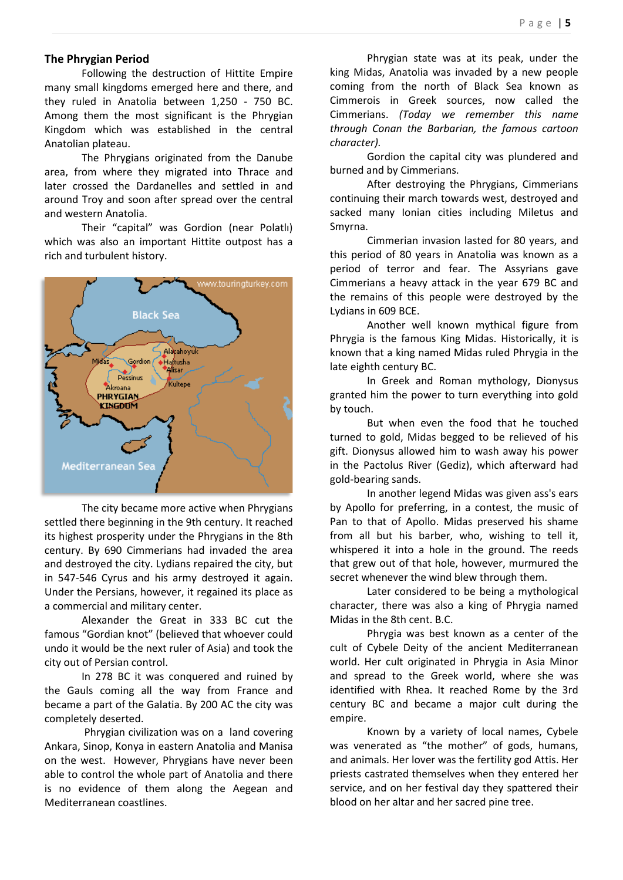## The Phrygian Period

Following the destruction of Hittite Empire many small kingdoms emerged here and there, and they ruled in Anatolia between 1,250 - 750 BC. Among them the most significant is the Phrygian Kingdom which was established in the central Anatolian plateau.

The Phrygians originated from the Danube area, from where they migrated into Thrace and later crossed the Dardanelles and settled in and around Troy and soon after spread over the central and western Anatolia.

Their "capital" was Gordion (near Polatlı) which was also an important Hittite outpost has a rich and turbulent history.

The city became more active when Phrygians settled there beginning in the 9th century. It reached its highest prosperity under the Phrygians in the 8th century. By 690 Cimmerians had invaded the area and destroyed the city. Lydians repaired the city, but in 547-546 Cyrus and his army destroyed it again. Under the Persians, however, it regained its place as a commercial and military center.

Alexander the Great in 333 BC cut the famous "Gordian knot" (believed that whoever could undo it would be the next ruler of Asia) and took the city out of Persian control.

In 278 BC it was conquered and ruined by the Gauls coming all the way from France and became a part of the Galatia. By 200 AC the city was completely deserted.

Phrygian civilization was on a land covering Ankara, Sinop, Konya in eastern Anatolia and Manisa on the west. However, Phrygians have never been able to control the whole part of Anatolia and there is no evidence of them along the Aegean and Mediterranean coastlines.

Phrygian state was at its peak, under the king Midas, Anatolia was invaded by a new people coming from the north of Black Sea known as Cimmerois in Greek sources, now called the Cimmerians. *(Today we remember this name through Conan the Barbarian, the famous cartoon character).*

Gordion the capital city was plundered and burned and by Cimmerians.

After destroying the Phrygians, Cimmerians continuing their march towards west, destroyed and sacked many Ionian cities including Miletus and Smyrna.

Cimmerian invasion lasted for 80 years, and this period of 80 years in Anatolia was known as a period of terror and fear. The Assyrians gave Cimmerians a heavy attack in the year 679 BC and the remains of this people were destroyed by the Lydians in 609 BCE.

Another well known mythical figure from Phrygia is the famous King Midas. Historically, it is known that a king named Midas ruled Phrygia in the late eighth century BC.

In Greek and Roman mythology, Dionysus granted him the power to turn everything into gold by touch.

But when even the food that he touched turned to gold, Midas begged to be relieved of his gift. Dionysus allowed him to wash away his power in the Pactolus River (Gediz), which afterward had gold-bearing sands.

In another legend Midas was given ass's ears by Apollo for preferring, in a contest, the music of Pan to that of Apollo. Midas preserved his shame from all but his barber, who, wishing to tell it, whispered it into a hole in the ground. The reeds that grew out of that hole, however, murmured the secret whenever the wind blew through them.

Later considered to be being a mythological character, there was also a king of Phrygia named Midas in the 8th cent. B.C.

Phrygia was best known as a center of the cult of Cybele Deity of the ancient Mediterranean world. Her cult originated in Phrygia in Asia Minor and spread to the Greek world, where she was identified with Rhea. It reached Rome by the 3rd century BC and became a major cult during the empire.

Known by a variety of local names, Cybele was venerated as "the mother" of gods, humans, and animals. Her lover was the fertility god Attis. Her priests castrated themselves when they entered her service, and on her festival day they spattered their blood on her altar and her sacred pine tree.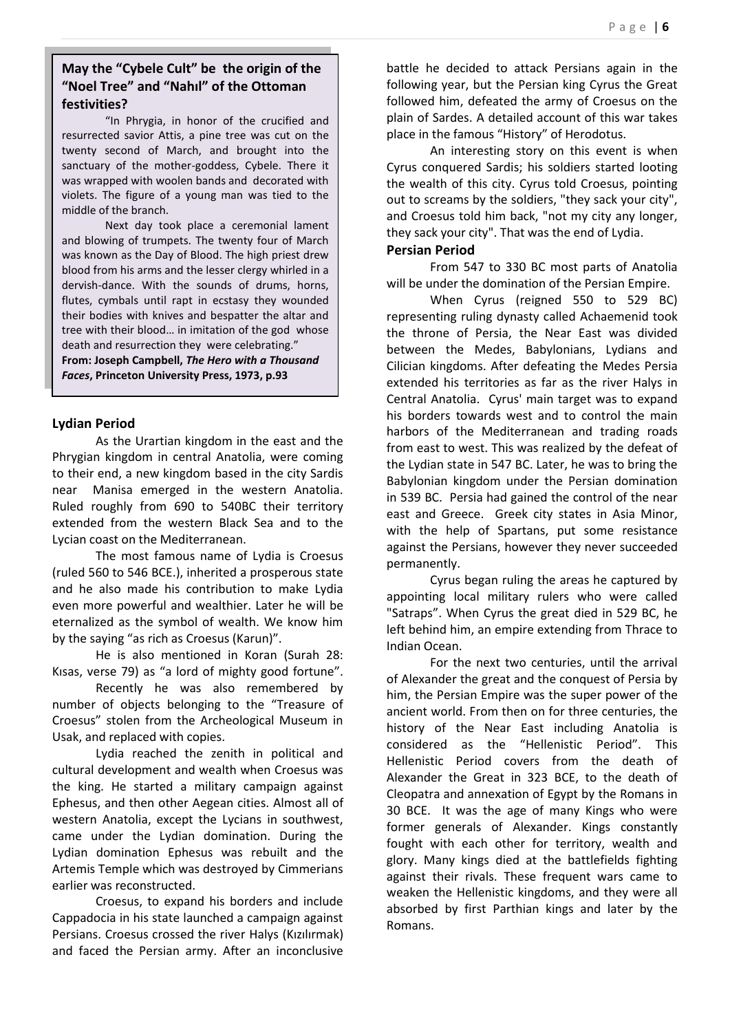## May the "Cybele Cult" be the origin of the "Noel Tree" and "Nahıl" of the Ottoman festivities?

"In Phrygia, in honor of the crucified and resurrected savior Attis, a pine tree was cut on the twenty second of March, and brought into the sanctuary of the mother-goddess, Cybele. There it was wrapped with woolen bands and decorated with violets. The figure of a young man was tied to the middle of the branch.

Next day took place a ceremonial lament and blowing of trumpets. The twenty four of March was known as the Day of Blood. The high priest drew blood from his arms and the lesser clergy whirled in a dervish-dance. With the sounds of drums, horns, flutes, cymbals until rapt in ecstasy they wounded their bodies with knives and bespatter the altar and tree with their blood… in imitation of the god whose death and resurrection they were celebrating."

**From: Joseph Campbell, *The Hero with a Thousand Faces*, Princeton University Press, 1973, p.93**

### Lydian Period

As the Urartian kingdom in the east and the Phrygian kingdom in central Anatolia, were coming to their end, a new kingdom based in the city Sardis near Manisa emerged in the western Anatolia. Ruled roughly from 690 to 540BC their territory extended from the western Black Sea and to the Lycian coast on the Mediterranean.

The most famous name of Lydia is Croesus (ruled 560 to 546 BCE.), inherited a prosperous state and he also made his contribution to make Lydia even more powerful and wealthier. Later he will be eternalized as the symbol of wealth. We know him by the saying "as rich as Croesus (Karun)".

He is also mentioned in Koran (Surah 28: Kısas, verse 79) as "a lord of mighty good fortune".

Recently he was also remembered by number of objects belonging to the "Treasure of Croesus" stolen from the Archeological Museum in Usak, and replaced with copies.

Lydia reached the zenith in political and cultural development and wealth when Croesus was the king. He started a military campaign against Ephesus, and then other Aegean cities. Almost all of western Anatolia, except the Lycians in southwest, came under the Lydian domination. During the Lydian domination Ephesus was rebuilt and the Artemis Temple which was destroyed by Cimmerians earlier was reconstructed.

Croesus, to expand his borders and include Cappadocia in his state launched a campaign against Persians. Croesus crossed the river Halys (Kızılırmak) and faced the Persian army. After an inconclusive battle he decided to attack Persians again in the following year, but the Persian king Cyrus the Great followed him, defeated the army of Croesus on the plain of Sardes. A detailed account of this war takes place in the famous "History" of Herodotus.

An interesting story on this event is when Cyrus conquered Sardis; his soldiers started looting the wealth of this city. Cyrus told Croesus, pointing out to screams by the soldiers, "they sack your city", and Croesus told him back, "not my city any longer, they sack your city". That was the end of Lydia.

### Persian Period

From 547 to 330 BC most parts of Anatolia will be under the domination of the Persian Empire.

When Cyrus (reigned 550 to 529 BC) representing ruling dynasty called Achaemenid took the throne of Persia, the Near East was divided between the Medes, Babylonians, Lydians and Cilician kingdoms. After defeating the Medes Persia extended his territories as far as the river Halys in Central Anatolia. Cyrus' main target was to expand his borders towards west and to control the main harbors of the Mediterranean and trading roads from east to west. This was realized by the defeat of the Lydian state in 547 BC. Later, he was to bring the Babylonian kingdom under the Persian domination in 539 BC. Persia had gained the control of the near east and Greece. Greek city states in Asia Minor, with the help of Spartans, put some resistance against the Persians, however they never succeeded permanently.

Cyrus began ruling the areas he captured by appointing local military rulers who were called "Satraps". When Cyrus the great died in 529 BC, he left behind him, an empire extending from Thrace to Indian Ocean.

For the next two centuries, until the arrival of Alexander the great and the conquest of Persia by him, the Persian Empire was the super power of the ancient world. From then on for three centuries, the history of the Near East including Anatolia is considered as the "Hellenistic Period". This Hellenistic Period covers from the death of Alexander the Great in 323 BCE, to the death of Cleopatra and annexation of Egypt by the Romans in 30 BCE. It was the age of many Kings who were former generals of Alexander. Kings constantly fought with each other for territory, wealth and glory. Many kings died at the battlefields fighting against their rivals. These frequent wars came to weaken the Hellenistic kingdoms, and they were all absorbed by first Parthian kings and later by the Romans.